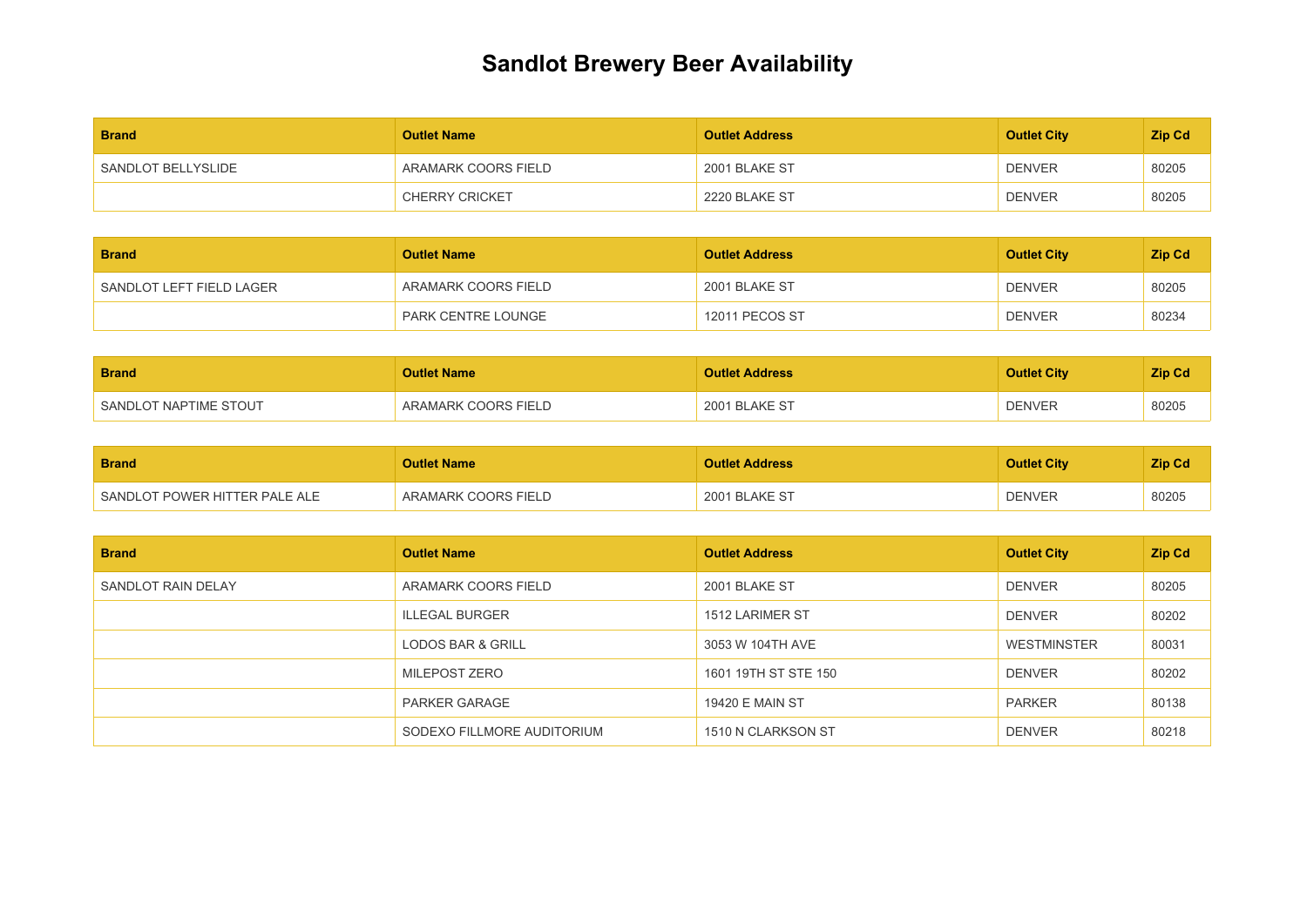# Sandlot Brewery Beer Availability

| Brand | Outlet Name | Outlet Address | Outlet City | Zip Cd |
|---|---|---|---|---|
| SANDLOT BELLYSLIDE | ARAMARK COORS FIELD | 2001 BLAKE ST | DENVER | 80205 |
| | CHERRY CRICKET | 2220 BLAKE ST | DENVER | 80205 |

| Brand | Outlet Name | Outlet Address | Outlet City | Zip Cd |
|---|---|---|---|---|
| SANDLOT LEFT FIELD LAGER | ARAMARK COORS FIELD | 2001 BLAKE ST | DENVER | 80205 |
| | PARK CENTRE LOUNGE | 12011 PECOS ST | DENVER | 80234 |

| Brand | Outlet Name | Outlet Address | Outlet City | Zip Cd |
|---|---|---|---|---|
| SANDLOT NAPTIME STOUT | ARAMARK COORS FIELD | 2001 BLAKE ST | DENVER | 80205 |

| Brand | Outlet Name | Outlet Address | Outlet City | Zip Cd |
|---|---|---|---|---|
| SANDLOT POWER HITTER PALE ALE | ARAMARK COORS FIELD | 2001 BLAKE ST | DENVER | 80205 |

| Brand | Outlet Name | Outlet Address | Outlet City | Zip Cd |
|---|---|---|---|---|
| SANDLOT RAIN DELAY | ARAMARK COORS FIELD | 2001 BLAKE ST | DENVER | 80205 |
| | ILLEGAL BURGER | 1512 LARIMER ST | DENVER | 80202 |
| | LODOS BAR & GRILL | 3053 W 104TH AVE | WESTMINSTER | 80031 |
| | MILEPOST ZERO | 1601 19TH ST STE 150 | DENVER | 80202 |
| | PARKER GARAGE | 19420 E MAIN ST | PARKER | 80138 |
| | SODEXO FILLMORE AUDITORIUM | 1510 N CLARKSON ST | DENVER | 80218 |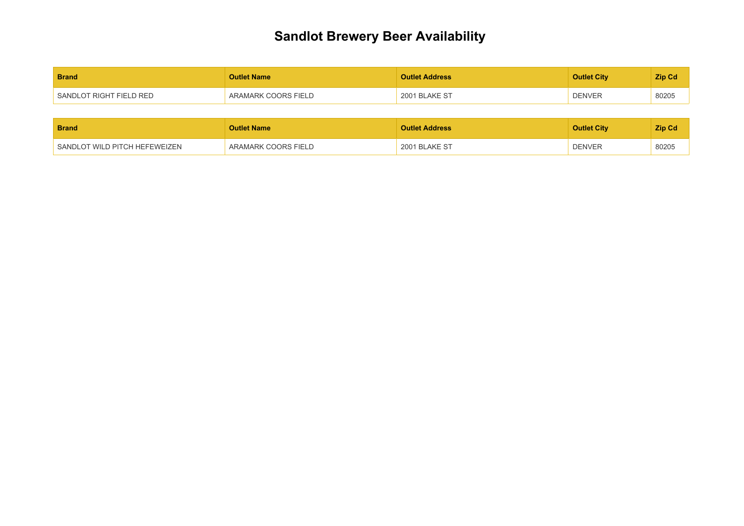# Sandlot Brewery Beer Availability

| Brand | Outlet Name | Outlet Address | Outlet City | Zip Cd |
|---|---|---|---|---|
| SANDLOT RIGHT FIELD RED | ARAMARK COORS FIELD | 2001 BLAKE ST | DENVER | 80205 |

| Brand | Outlet Name | Outlet Address | Outlet City | Zip Cd |
|---|---|---|---|---|
| SANDLOT WILD PITCH HEFEWEIZEN | ARAMARK COORS FIELD | 2001 BLAKE ST | DENVER | 80205 |